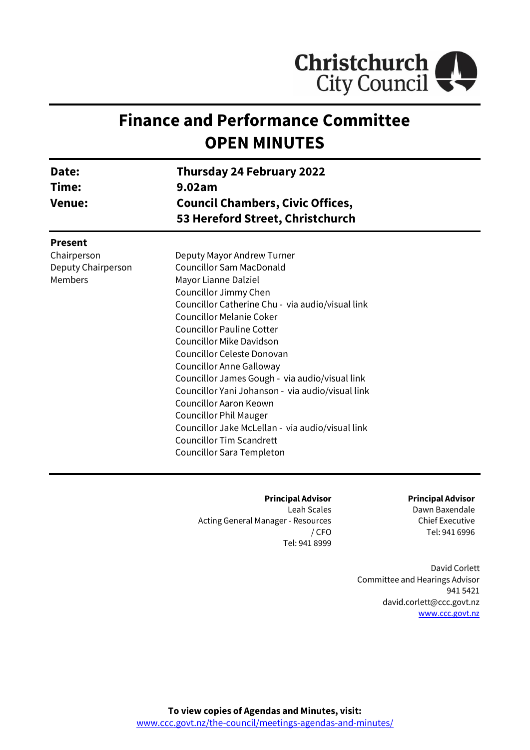Christchurch City Council

# Finance and Performance Committee
# OPEN MINUTES

| | |
|---|---|
| **Date:** | **Thursday 24 February 2022** |
| **Time:** | **9.02am** |
| **Venue:** | **Council Chambers, Civic Offices, 53 Hereford Street, Christchurch** |

**Present**

| | |
|---|---|
| Chairperson | Deputy Mayor Andrew Turner |
| Deputy Chairperson | Councillor Sam MacDonald |
| Members | Mayor Lianne Dalziel |
| | Councillor Jimmy Chen |
| | Councillor Catherine Chu - via audio/visual link |
| | Councillor Melanie Coker |
| | Councillor Pauline Cotter |
| | Councillor Mike Davidson |
| | Councillor Celeste Donovan |
| | Councillor Anne Galloway |
| | Councillor James Gough - via audio/visual link |
| | Councillor Yani Johanson - via audio/visual link |
| | Councillor Aaron Keown |
| | Councillor Phil Mauger |
| | Councillor Jake McLellan - via audio/visual link |
| | Councillor Tim Scandrett |
| | Councillor Sara Templeton |

**Principal Advisor**
Leah Scales
Acting General Manager - Resources / CFO
Tel: 941 8999

**Principal Advisor**
Dawn Baxendale
Chief Executive
Tel: 941 6996

David Corlett
Committee and Hearings Advisor
941 5421
david.corlett@ccc.govt.nz
www.ccc.govt.nz

**To view copies of Agendas and Minutes, visit:**
www.ccc.govt.nz/the-council/meetings-agendas-and-minutes/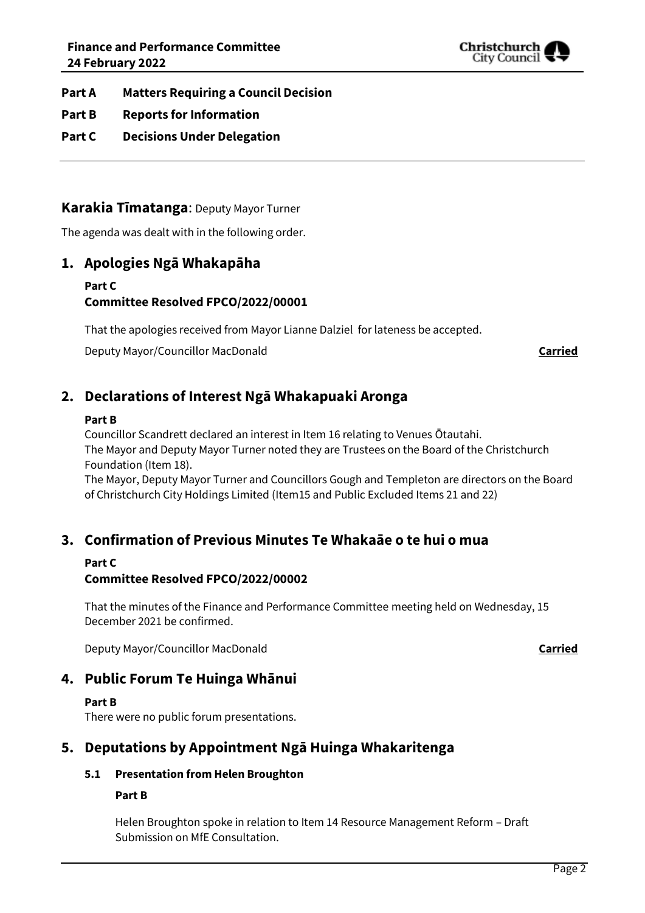**Part A Matters Requiring a Council Decision**

**Part B Reports for Information**

**Part C Decisions Under Delegation**

---

## **Karakia Tīmatanga**: Deputy Mayor Turner

The agenda was dealt with in the following order.

## 1. Apologies Ngā Whakapāha

**Part C**
**Committee Resolved FPCO/2022/00001**

That the apologies received from Mayor Lianne Dalziel for lateness be accepted.

Deputy Mayor/Councillor MacDonald **Carried**

## 2. Declarations of Interest Ngā Whakapuaki Aronga

**Part B**

Councillor Scandrett declared an interest in Item 16 relating to Venues Ōtautahi.
The Mayor and Deputy Mayor Turner noted they are Trustees on the Board of the Christchurch Foundation (Item 18).
The Mayor, Deputy Mayor Turner and Councillors Gough and Templeton are directors on the Board of Christchurch City Holdings Limited (Item15 and Public Excluded Items 21 and 22)

## 3. Confirmation of Previous Minutes Te Whakaāe o te hui o mua

**Part C**
**Committee Resolved FPCO/2022/00002**

That the minutes of the Finance and Performance Committee meeting held on Wednesday, 15 December 2021 be confirmed.

Deputy Mayor/Councillor MacDonald **Carried**

## 4. Public Forum Te Huinga Whānui

**Part B**

There were no public forum presentations.

## 5. Deputations by Appointment Ngā Huinga Whakaritenga

### 5.1 Presentation from Helen Broughton

**Part B**

Helen Broughton spoke in relation to Item 14 Resource Management Reform – Draft Submission on MfE Consultation.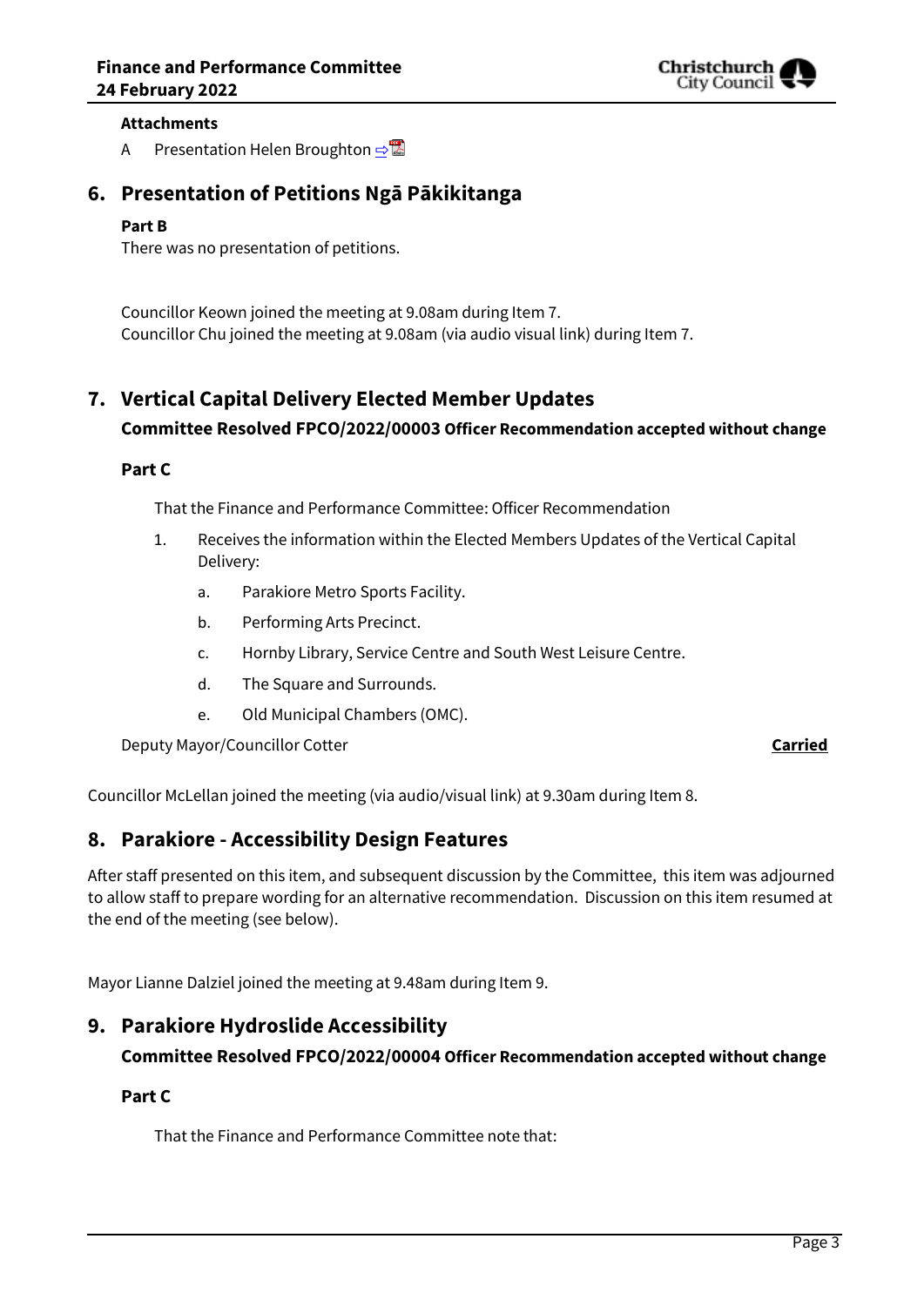#### Attachments

A Presentation Helen Broughton ⇨

## 6. Presentation of Petitions Ngā Pākikitanga

**Part B**

There was no presentation of petitions.

Councillor Keown joined the meeting at 9.08am during Item 7.
Councillor Chu joined the meeting at 9.08am (via audio visual link) during Item 7.

## 7. Vertical Capital Delivery Elected Member Updates

**Committee Resolved FPCO/2022/00003 Officer Recommendation accepted without change**

**Part C**

That the Finance and Performance Committee: Officer Recommendation

1. Receives the information within the Elected Members Updates of the Vertical Capital Delivery:
    a. Parakiore Metro Sports Facility.
    b. Performing Arts Precinct.
    c. Hornby Library, Service Centre and South West Leisure Centre.
    d. The Square and Surrounds.
    e. Old Municipal Chambers (OMC).

Deputy Mayor/Councillor Cotter **Carried**

Councillor McLellan joined the meeting (via audio/visual link) at 9.30am during Item 8.

## 8. Parakiore - Accessibility Design Features

After staff presented on this item, and subsequent discussion by the Committee, this item was adjourned to allow staff to prepare wording for an alternative recommendation. Discussion on this item resumed at the end of the meeting (see below).

Mayor Lianne Dalziel joined the meeting at 9.48am during Item 9.

## 9. Parakiore Hydroslide Accessibility

**Committee Resolved FPCO/2022/00004 Officer Recommendation accepted without change**

**Part C**

That the Finance and Performance Committee note that: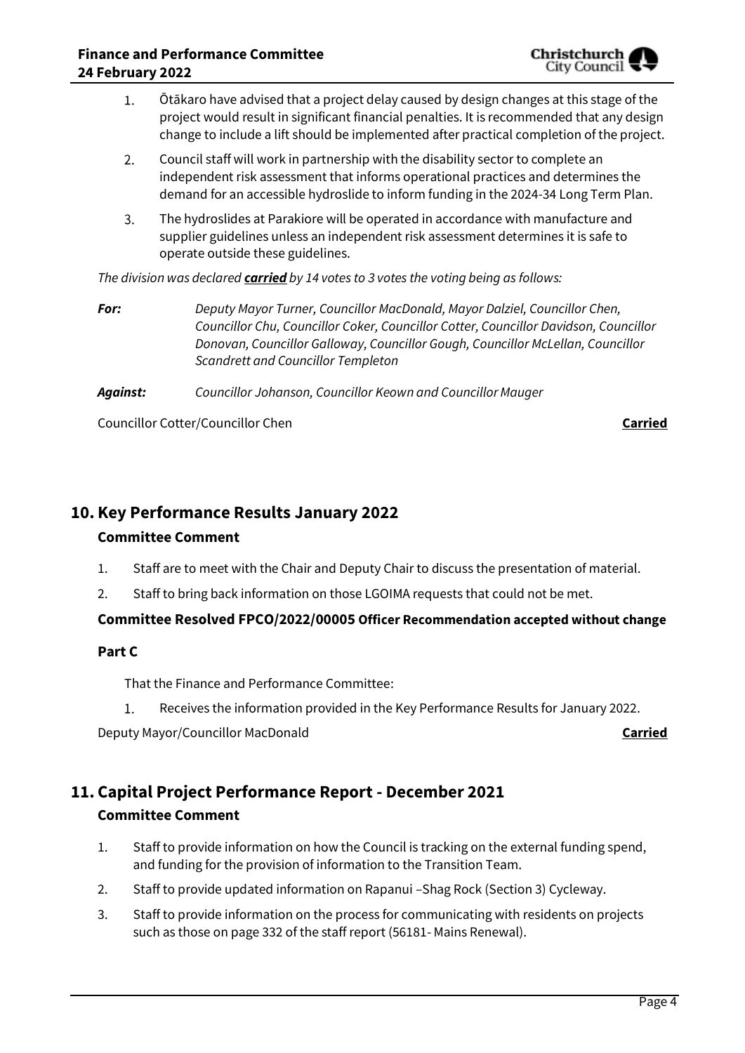1. Ōtākaro have advised that a project delay caused by design changes at this stage of the project would result in significant financial penalties. It is recommended that any design change to include a lift should be implemented after practical completion of the project.
2. Council staff will work in partnership with the disability sector to complete an independent risk assessment that informs operational practices and determines the demand for an accessible hydroslide to inform funding in the 2024-34 Long Term Plan.
3. The hydroslides at Parakiore will be operated in accordance with manufacture and supplier guidelines unless an independent risk assessment determines it is safe to operate outside these guidelines.

*The division was declared **carried** by 14 votes to 3 votes the voting being as follows:*

***For:*** *Deputy Mayor Turner, Councillor MacDonald, Mayor Dalziel, Councillor Chen, Councillor Chu, Councillor Coker, Councillor Cotter, Councillor Davidson, Councillor Donovan, Councillor Galloway, Councillor Gough, Councillor McLellan, Councillor Scandrett and Councillor Templeton*

***Against:*** *Councillor Johanson, Councillor Keown and Councillor Mauger*

Councillor Cotter/Councillor Chen **Carried**

## 10. Key Performance Results January 2022

### Committee Comment

1. Staff are to meet with the Chair and Deputy Chair to discuss the presentation of material.
2. Staff to bring back information on those LGOIMA requests that could not be met.

**Committee Resolved FPCO/2022/00005 Officer Recommendation accepted without change**

**Part C**

That the Finance and Performance Committee:

1. Receives the information provided in the Key Performance Results for January 2022.

Deputy Mayor/Councillor MacDonald **Carried**

## 11. Capital Project Performance Report - December 2021

### Committee Comment

1. Staff to provide information on how the Council is tracking on the external funding spend, and funding for the provision of information to the Transition Team.
2. Staff to provide updated information on Rapanui –Shag Rock (Section 3) Cycleway.
3. Staff to provide information on the process for communicating with residents on projects such as those on page 332 of the staff report (56181- Mains Renewal).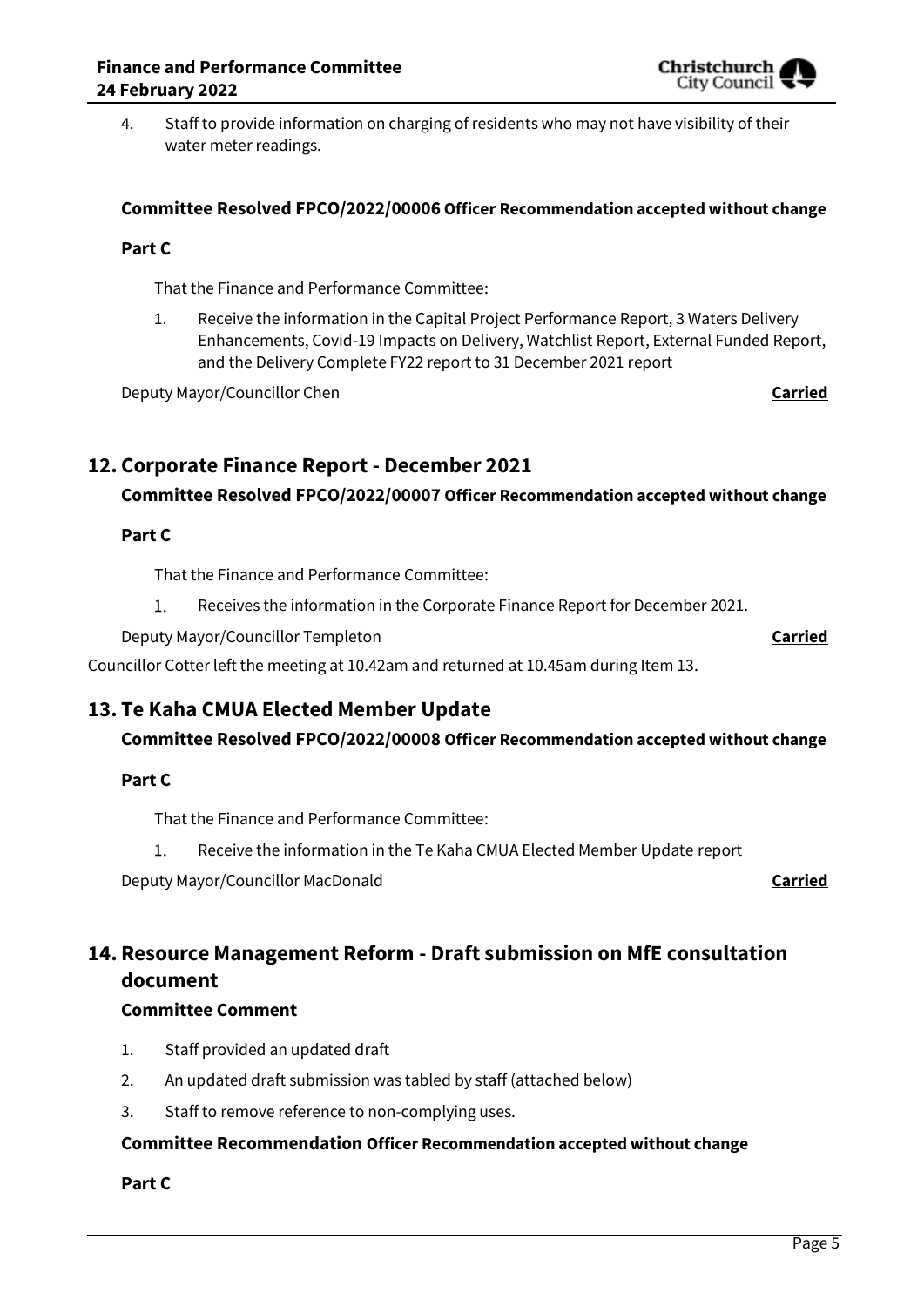4. Staff to provide information on charging of residents who may not have visibility of their water meter readings.

**Committee Resolved FPCO/2022/00006 Officer Recommendation accepted without change**

**Part C**

That the Finance and Performance Committee:

1. Receive the information in the Capital Project Performance Report, 3 Waters Delivery Enhancements, Covid-19 Impacts on Delivery, Watchlist Report, External Funded Report, and the Delivery Complete FY22 report to 31 December 2021 report

Deputy Mayor/Councillor Chen **Carried**

## 12. Corporate Finance Report - December 2021

**Committee Resolved FPCO/2022/00007 Officer Recommendation accepted without change**

**Part C**

That the Finance and Performance Committee:

1. Receives the information in the Corporate Finance Report for December 2021.

Deputy Mayor/Councillor Templeton **Carried**

Councillor Cotter left the meeting at 10.42am and returned at 10.45am during Item 13.

## 13. Te Kaha CMUA Elected Member Update

**Committee Resolved FPCO/2022/00008 Officer Recommendation accepted without change**

**Part C**

That the Finance and Performance Committee:

1. Receive the information in the Te Kaha CMUA Elected Member Update report

Deputy Mayor/Councillor MacDonald **Carried**

## 14. Resource Management Reform - Draft submission on MfE consultation document

**Committee Comment**

1. Staff provided an updated draft
2. An updated draft submission was tabled by staff (attached below)
3. Staff to remove reference to non-complying uses.

**Committee Recommendation Officer Recommendation accepted without change**

**Part C**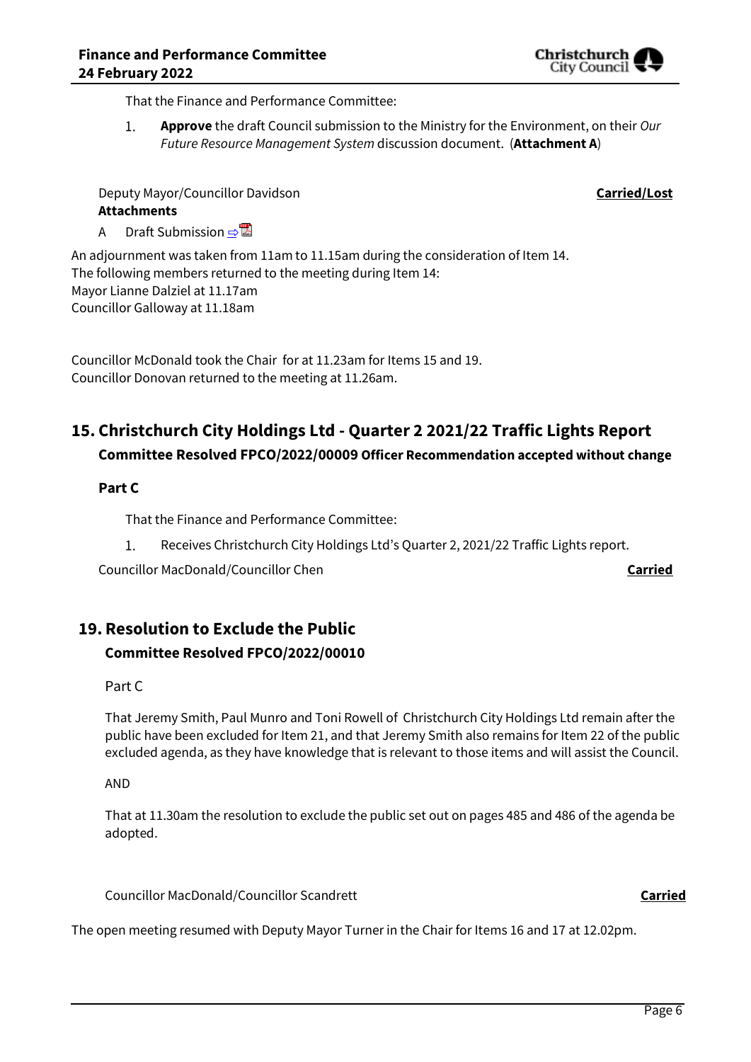That the Finance and Performance Committee:

1. **Approve** the draft Council submission to the Ministry for the Environment, on their *Our Future Resource Management System* discussion document. (**Attachment A**)

Deputy Mayor/Councillor Davidson **Carried/Lost**

**Attachments**

A Draft Submission ⇨

An adjournment was taken from 11am to 11.15am during the consideration of Item 14.
The following members returned to the meeting during Item 14:
Mayor Lianne Dalziel at 11.17am
Councillor Galloway at 11.18am

Councillor McDonald took the Chair for at 11.23am for Items 15 and 19.
Councillor Donovan returned to the meeting at 11.26am.

## 15. Christchurch City Holdings Ltd - Quarter 2 2021/22 Traffic Lights Report

**Committee Resolved FPCO/2022/00009 Officer Recommendation accepted without change**

**Part C**

That the Finance and Performance Committee:

1. Receives Christchurch City Holdings Ltd's Quarter 2, 2021/22 Traffic Lights report.

Councillor MacDonald/Councillor Chen **Carried**

## 19. Resolution to Exclude the Public

**Committee Resolved FPCO/2022/00010**

Part C

That Jeremy Smith, Paul Munro and Toni Rowell of Christchurch City Holdings Ltd remain after the public have been excluded for Item 21, and that Jeremy Smith also remains for Item 22 of the public excluded agenda, as they have knowledge that is relevant to those items and will assist the Council.

AND

That at 11.30am the resolution to exclude the public set out on pages 485 and 486 of the agenda be adopted.

Councillor MacDonald/Councillor Scandrett **Carried**

The open meeting resumed with Deputy Mayor Turner in the Chair for Items 16 and 17 at 12.02pm.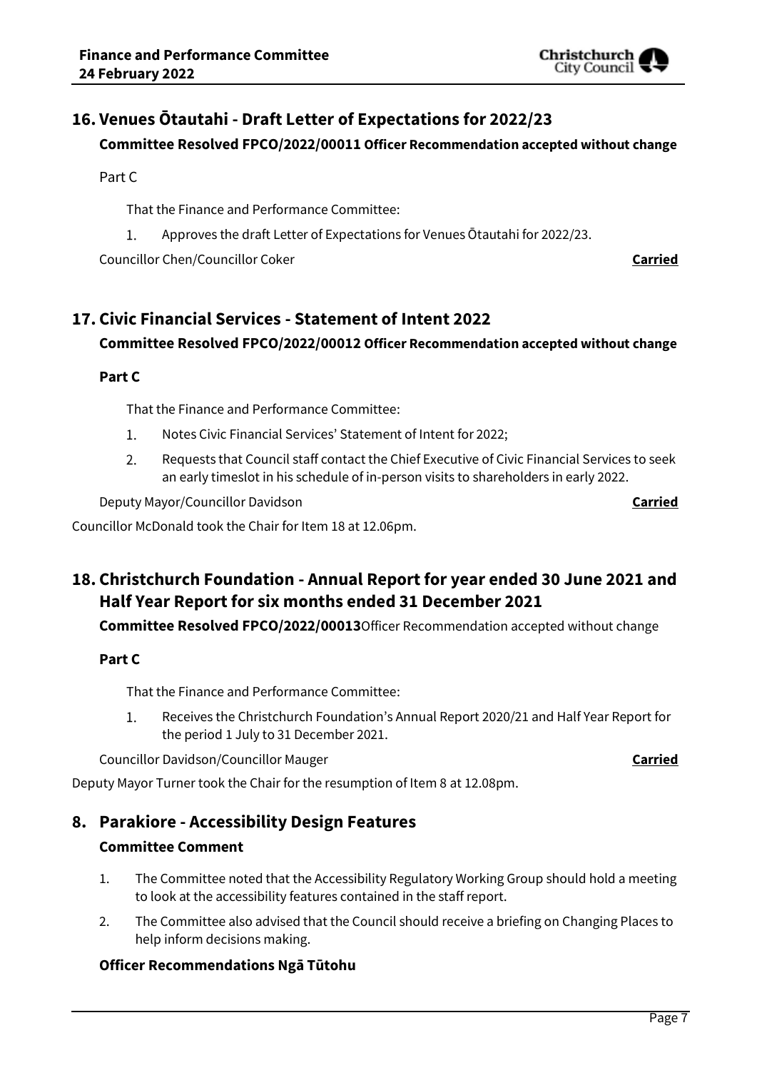## 16. Venues Ōtautahi - Draft Letter of Expectations for 2022/23

**Committee Resolved FPCO/2022/00011 Officer Recommendation accepted without change**

Part C

That the Finance and Performance Committee:

1. Approves the draft Letter of Expectations for Venues Ōtautahi for 2022/23.

Councillor Chen/Councillor Coker **Carried**

## 17. Civic Financial Services - Statement of Intent 2022

**Committee Resolved FPCO/2022/00012 Officer Recommendation accepted without change**

**Part C**

That the Finance and Performance Committee:

1. Notes Civic Financial Services' Statement of Intent for 2022;
2. Requests that Council staff contact the Chief Executive of Civic Financial Services to seek an early timeslot in his schedule of in-person visits to shareholders in early 2022.

Deputy Mayor/Councillor Davidson **Carried**

Councillor McDonald took the Chair for Item 18 at 12.06pm.

## 18. Christchurch Foundation - Annual Report for year ended 30 June 2021 and Half Year Report for six months ended 31 December 2021

**Committee Resolved FPCO/2022/00013**Officer Recommendation accepted without change

**Part C**

That the Finance and Performance Committee:

1. Receives the Christchurch Foundation's Annual Report 2020/21 and Half Year Report for the period 1 July to 31 December 2021.

Councillor Davidson/Councillor Mauger **Carried**

Deputy Mayor Turner took the Chair for the resumption of Item 8 at 12.08pm.

## 8. Parakiore - Accessibility Design Features

**Committee Comment**

1. The Committee noted that the Accessibility Regulatory Working Group should hold a meeting to look at the accessibility features contained in the staff report.
2. The Committee also advised that the Council should receive a briefing on Changing Places to help inform decisions making.

**Officer Recommendations Ngā Tūtohu**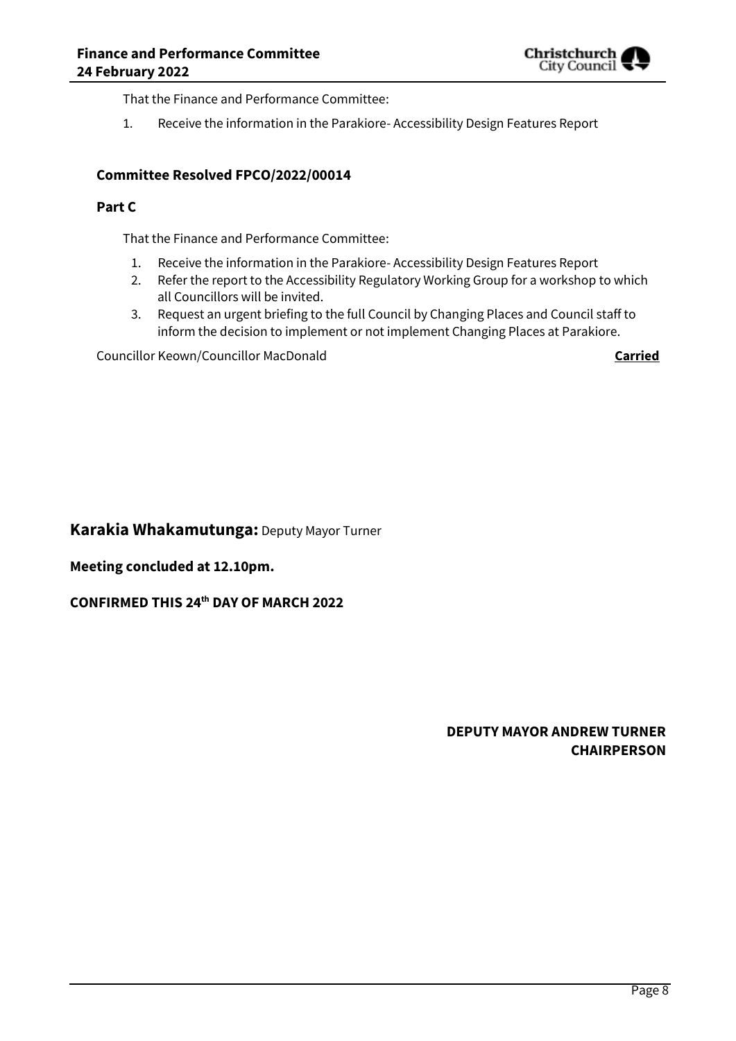That the Finance and Performance Committee:

1. Receive the information in the Parakiore- Accessibility Design Features Report

**Committee Resolved FPCO/2022/00014**

**Part C**

That the Finance and Performance Committee:

1. Receive the information in the Parakiore- Accessibility Design Features Report
2. Refer the report to the Accessibility Regulatory Working Group for a workshop to which all Councillors will be invited.
3. Request an urgent briefing to the full Council by Changing Places and Council staff to inform the decision to implement or not implement Changing Places at Parakiore.

Councillor Keown/Councillor MacDonald **Carried**

## Karakia Whakamutunga: Deputy Mayor Turner

**Meeting concluded at 12.10pm.**

**CONFIRMED THIS 24th DAY OF MARCH 2022**

**DEPUTY MAYOR ANDREW TURNER**
**CHAIRPERSON**